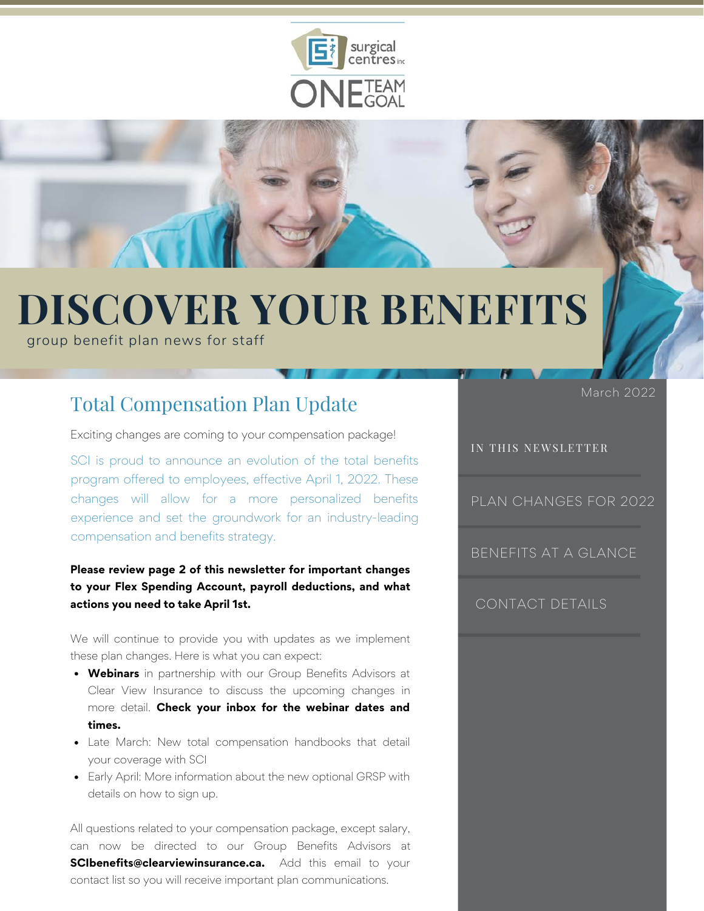surgical centres inc

ONE TEAM GOAL

# DISCOVER YOUR BENEFITS

group benefit plan news for staff

March 2022

**IN THIS NEWSLETTER**

- PLAN CHANGES FOR 2022
- BENEFITS AT A GLANCE
- CONTACT DETAILS

## Total Compensation Plan Update

Exciting changes are coming to your compensation package!

SCI is proud to announce an evolution of the total benefits program offered to employees, effective April 1, 2022. These changes will allow for a more personalized benefits experience and set the groundwork for an industry-leading compensation and benefits strategy.

**Please review page 2 of this newsletter for important changes to your Flex Spending Account, payroll deductions, and what actions you need to take April 1st.**

We will continue to provide you with updates as we implement these plan changes. Here is what you can expect:

- **Webinars** in partnership with our Group Benefits Advisors at Clear View Insurance to discuss the upcoming changes in more detail. **Check your inbox for the webinar dates and times.**
- Late March: New total compensation handbooks that detail your coverage with SCI
- Early April: More information about the new optional GRSP with details on how to sign up.

All questions related to your compensation package, except salary, can now be directed to our Group Benefits Advisors at **SCIbenefits@clearviewinsurance.ca.** Add this email to your contact list so you will receive important plan communications.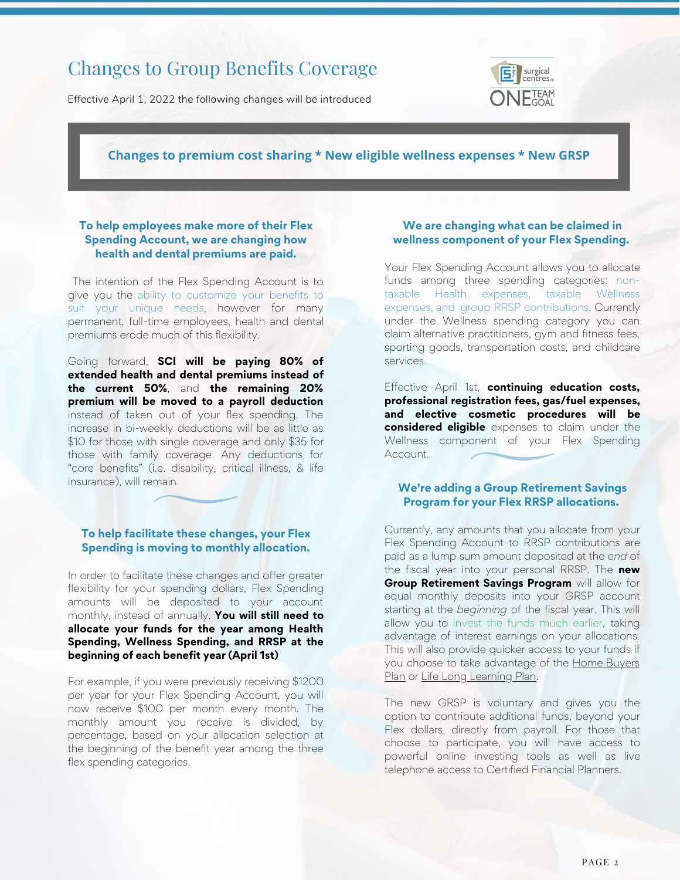# Changes to Group Benefits Coverage

Effective April 1, 2022 the following changes will be introduced

**Changes to premium cost sharing * New eligible wellness expenses * New GRSP**

### To help employees make more of their Flex Spending Account, we are changing how health and dental premiums are paid.

The intention of the Flex Spending Account is to give you the ability to customize your benefits to suit your unique needs, however for many permanent, full-time employees, health and dental premiums erode much of this flexibility.

Going forward, **SCI will be paying 80% of extended health and dental premiums instead of the current 50%**, and **the remaining 20% premium will be moved to a payroll deduction** instead of taken out of your flex spending. The increase in bi-weekly deductions will be as little as $10 for those with single coverage and only $35 for those with family coverage. Any deductions for "core benefits" (i.e. disability, critical illness, & life insurance), will remain.

### To help facilitate these changes, your Flex Spending is moving to monthly allocation.

In order to facilitate these changes and offer greater flexibility for your spending dollars, Flex Spending amounts will be deposited to your account monthly, instead of annually. **You will still need to allocate your funds for the year among Health Spending, Wellness Spending, and RRSP at the beginning of each benefit year (April 1st)**

For example, if you were previously receiving $1200 per year for your Flex Spending Account, you will now receive $100 per month every month. The monthly amount you receive is divided, by percentage, based on your allocation selection at the beginning of the benefit year among the three flex spending categories.

### We are changing what can be claimed in wellness component of your Flex Spending.

Your Flex Spending Account allows you to allocate funds among three spending categories: non-taxable Health expenses, taxable Wellness expenses, and group RRSP contributions. Currently under the Wellness spending category you can claim alternative practitioners, gym and fitness fees, sporting goods, transportation costs, and childcare services.

Effective April 1st, **continuing education costs, professional registration fees, gas/fuel expenses, and elective cosmetic procedures will be considered eligible** expenses to claim under the Wellness component of your Flex Spending Account.

### We're adding a Group Retirement Savings Program for your Flex RRSP allocations.

Currently, any amounts that you allocate from your Flex Spending Account to RRSP contributions are paid as a lump sum amount deposited at the *end* of the fiscal year into your personal RRSP. The **new Group Retirement Savings Program** will allow for equal monthly deposits into your GRSP account starting at the *beginning* of the fiscal year. This will allow you to invest the funds much earlier, taking advantage of interest earnings on your allocations. This will also provide quicker access to your funds if you choose to take advantage of the Home Buyers Plan or Life Long Learning Plan.

The new GRSP is voluntary and gives you the option to contribute additional funds, beyond your Flex dollars, directly from payroll. For those that choose to participate, you will have access to powerful online investing tools as well as live telephone access to Certified Financial Planners.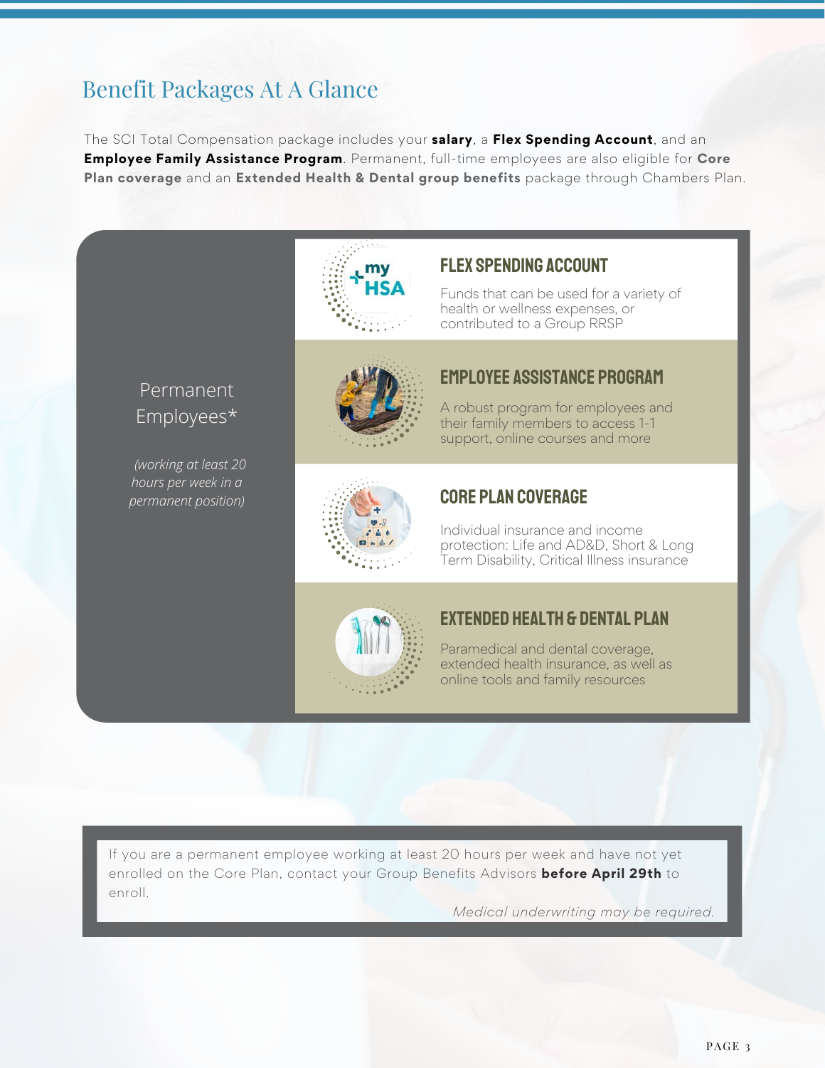# Benefit Packages At A Glance

The SCI Total Compensation package includes your **salary**, a **Flex Spending Account**, and an **Employee Family Assistance Program**. Permanent, full-time employees are also eligible for **Core Plan coverage** and an **Extended Health & Dental group benefits** package through Chambers Plan.

Permanent Employees*

*(working at least 20 hours per week in a permanent position)*

## FLEX SPENDING ACCOUNT

Funds that can be used for a variety of health or wellness expenses, or contributed to a Group RRSP

## EMPLOYEE ASSISTANCE PROGRAM

A robust program for employees and their family members to access 1-1 support, online courses and more

## CORE PLAN COVERAGE

Individual insurance and income protection: Life and AD&D, Short & Long Term Disability, Critical Illness insurance

## EXTENDED HEALTH & DENTAL PLAN

Paramedical and dental coverage, extended health insurance, as well as online tools and family resources

If you are a permanent employee working at least 20 hours per week and have not yet enrolled on the Core Plan, contact your Group Benefits Advisors **before April 29th** to enroll.

*Medical underwriting may be required.*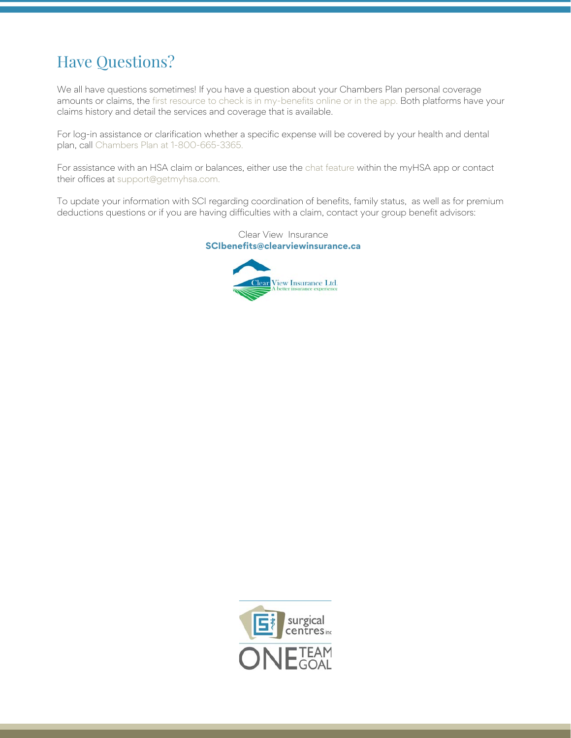# Have Questions?

We all have questions sometimes! If you have a question about your Chambers Plan personal coverage amounts or claims, the first resource to check is in my-benefits online or in the app. Both platforms have your claims history and detail the services and coverage that is available.

For log-in assistance or clarification whether a specific expense will be covered by your health and dental plan, call Chambers Plan at 1-800-665-3365.

For assistance with an HSA claim or balances, either use the chat feature within the myHSA app or contact their offices at support@getmyhsa.com.

To update your information with SCI regarding coordination of benefits, family status, as well as for premium deductions questions or if you are having difficulties with a claim, contact your group benefit advisors:

Clear View Insurance
**SCIbenefits@clearviewinsurance.ca**

Clear View Insurance Ltd.
A better insurance experience

surgical centres inc
ONE TEAM GOAL